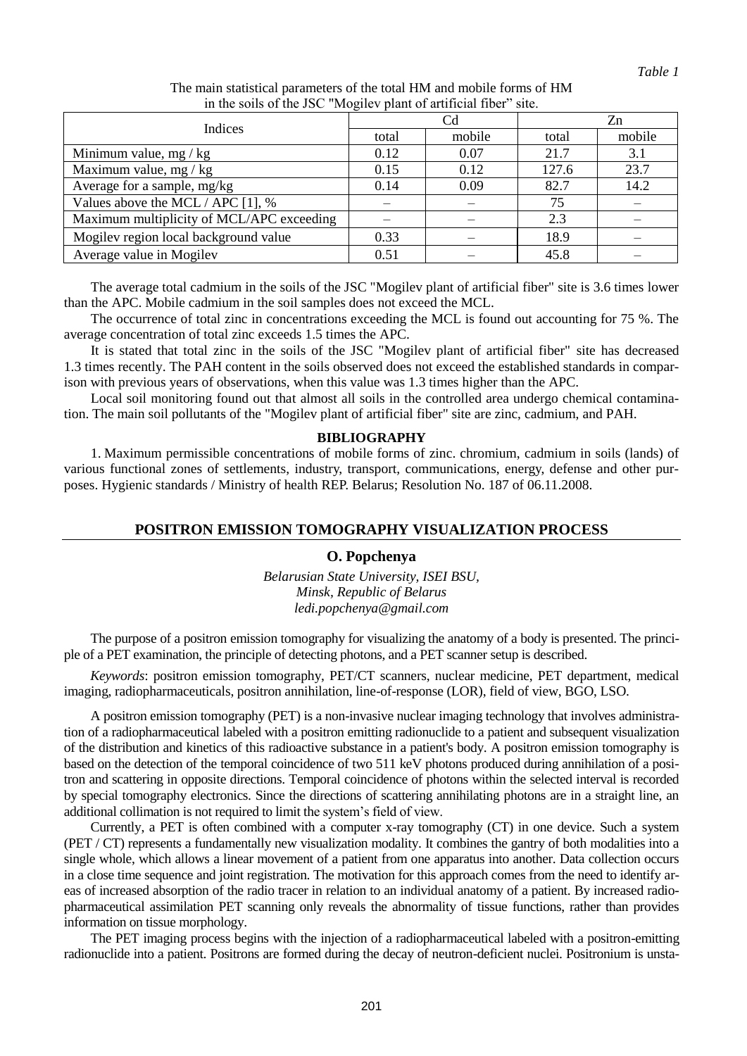*Table 1*

The main statistical parameters of the total HM and mobile forms of HM in the soils of the JSC "Mogilev plant of artificial fiber" site.

| Indices | Cd | | Zn | |
|---|---|---|---|---|
| | total | mobile | total | mobile |
| Minimum value, mg / kg | 0.12 | 0.07 | 21.7 | 3.1 |
| Maximum value, mg / kg | 0.15 | 0.12 | 127.6 | 23.7 |
| Average for a sample, mg/kg | 0.14 | 0.09 | 82.7 | 14.2 |
| Values above the MCL / APC [1], % | – | – | 75 | – |
| Maximum multiplicity of MCL/APC exceeding | – | – | 2.3 | – |
| Mogilev region local background value | 0.33 | – | 18.9 | – |
| Average value in Mogilev | 0.51 | – | 45.8 | – |

The average total cadmium in the soils of the JSC "Mogilev plant of artificial fiber" site is 3.6 times lower than the APC. Mobile cadmium in the soil samples does not exceed the MCL.

The occurrence of total zinc in concentrations exceeding the MCL is found out accounting for 75 %. The average concentration of total zinc exceeds 1.5 times the APC.

It is stated that total zinc in the soils of the JSC "Mogilev plant of artificial fiber" site has decreased 1.3 times recently. The PAH content in the soils observed does not exceed the established standards in comparison with previous years of observations, when this value was 1.3 times higher than the APC.

Local soil monitoring found out that almost all soils in the controlled area undergo chemical contamination. The main soil pollutants of the "Mogilev plant of artificial fiber" site are zinc, cadmium, and PAH.

**BIBLIOGRAPHY**

1. Maximum permissible concentrations of mobile forms of zinc. chromium, cadmium in soils (lands) of various functional zones of settlements, industry, transport, communications, energy, defense and other purposes. Hygienic standards / Ministry of health REP. Belarus; Resolution No. 187 of 06.11.2008.

## POSITRON EMISSION TOMOGRAPHY VISUALIZATION PROCESS

**O. Popchenya**

*Belarusian State University, ISEI BSU,*
*Minsk, Republic of Belarus*
*ledi.popchenya@gmail.com*

The purpose of a positron emission tomography for visualizing the anatomy of a body is presented. The principle of a PET examination, the principle of detecting photons, and a PET scanner setup is described.

*Keywords*: positron emission tomography, PET/CT scanners, nuclear medicine, PET department, medical imaging, radiopharmaceuticals, positron annihilation, line-of-response (LOR), field of view, BGO, LSO.

A positron emission tomography (PET) is a non-invasive nuclear imaging technology that involves administration of a radiopharmaceutical labeled with a positron emitting radionuclide to a patient and subsequent visualization of the distribution and kinetics of this radioactive substance in a patient's body. A positron emission tomography is based on the detection of the temporal coincidence of two 511 keV photons produced during annihilation of a positron and scattering in opposite directions. Temporal coincidence of photons within the selected interval is recorded by special tomography electronics. Since the directions of scattering annihilating photons are in a straight line, an additional collimation is not required to limit the system's field of view.

Currently, a PET is often combined with a computer x-ray tomography (CT) in one device. Such a system (PET / CT) represents a fundamentally new visualization modality. It combines the gantry of both modalities into a single whole, which allows a linear movement of a patient from one apparatus into another. Data collection occurs in a close time sequence and joint registration. The motivation for this approach comes from the need to identify areas of increased absorption of the radio tracer in relation to an individual anatomy of a patient. By increased radiopharmaceutical assimilation PET scanning only reveals the abnormality of tissue functions, rather than provides information on tissue morphology.

The PET imaging process begins with the injection of a radiopharmaceutical labeled with a positron-emitting radionuclide into a patient. Positrons are formed during the decay of neutron-deficient nuclei. Positronium is unsta-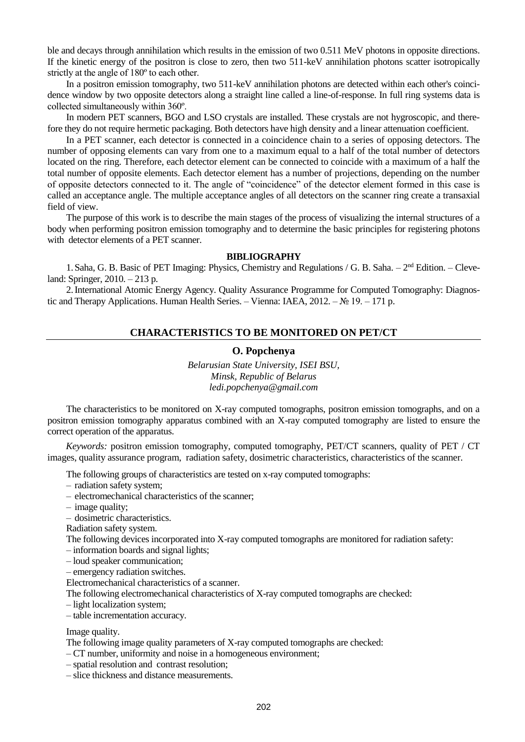ble and decays through annihilation which results in the emission of two 0.511 MeV photons in opposite directions. If the kinetic energy of the positron is close to zero, then two 511-keV annihilation photons scatter isotropically strictly at the angle of 180º to each other.

In a positron emission tomography, two 511-keV annihilation photons are detected within each other's coincidence window by two opposite detectors along a straight line called a line-of-response. In full ring systems data is collected simultaneously within 360º.

In modern PET scanners, BGO and LSO crystals are installed. These crystals are not hygroscopic, and therefore they do not require hermetic packaging. Both detectors have high density and a linear attenuation coefficient.

In a PET scanner, each detector is connected in a coincidence chain to a series of opposing detectors. The number of opposing elements can vary from one to a maximum equal to a half of the total number of detectors located on the ring. Therefore, each detector element can be connected to coincide with a maximum of a half the total number of opposite elements. Each detector element has a number of projections, depending on the number of opposite detectors connected to it. The angle of "coincidence" of the detector element formed in this case is called an acceptance angle. The multiple acceptance angles of all detectors on the scanner ring create a transaxial field of view.

The purpose of this work is to describe the main stages of the process of visualizing the internal structures of a body when performing positron emission tomography and to determine the basic principles for registering photons with detector elements of a PET scanner.

**BIBLIOGRAPHY**

1. Saha, G. B. Basic of PET Imaging: Physics, Chemistry and Regulations / G. B. Saha. – 2nd Edition. – Cleveland: Springer, 2010. – 213 p.
2. International Atomic Energy Agency. Quality Assurance Programme for Computed Tomography: Diagnostic and Therapy Applications. Human Health Series. – Vienna: IAEA, 2012. – № 19. – 171 p.

## CHARACTERISTICS TO BE MONITORED ON PET/CT

**O. Popchenya**

*Belarusian State University, ISEI BSU,*
*Minsk, Republic of Belarus*
*ledi.popchenya@gmail.com*

The characteristics to be monitored on X-ray computed tomographs, positron emission tomographs, and on a positron emission tomography apparatus combined with an X-ray computed tomography are listed to ensure the correct operation of the apparatus.

*Keywords:* positron emission tomography, computed tomography, PET/CT scanners, quality of PET / CT images, quality assurance program, radiation safety, dosimetric characteristics, characteristics of the scanner.

The following groups of characteristics are tested on x-ray computed tomographs:

- radiation safety system;
- electromechanical characteristics of the scanner;
- image quality;
- dosimetric characteristics.

Radiation safety system.

The following devices incorporated into X-ray computed tomographs are monitored for radiation safety:

- information boards and signal lights;
- loud speaker communication;
- emergency radiation switches.

Electromechanical characteristics of a scanner.

The following electromechanical characteristics of X-ray computed tomographs are checked:

- light localization system;
- table incrementation accuracy.

Image quality.

The following image quality parameters of X-ray computed tomographs are checked:

- CT number, uniformity and noise in a homogeneous environment;
- spatial resolution and contrast resolution;
- slice thickness and distance measurements.